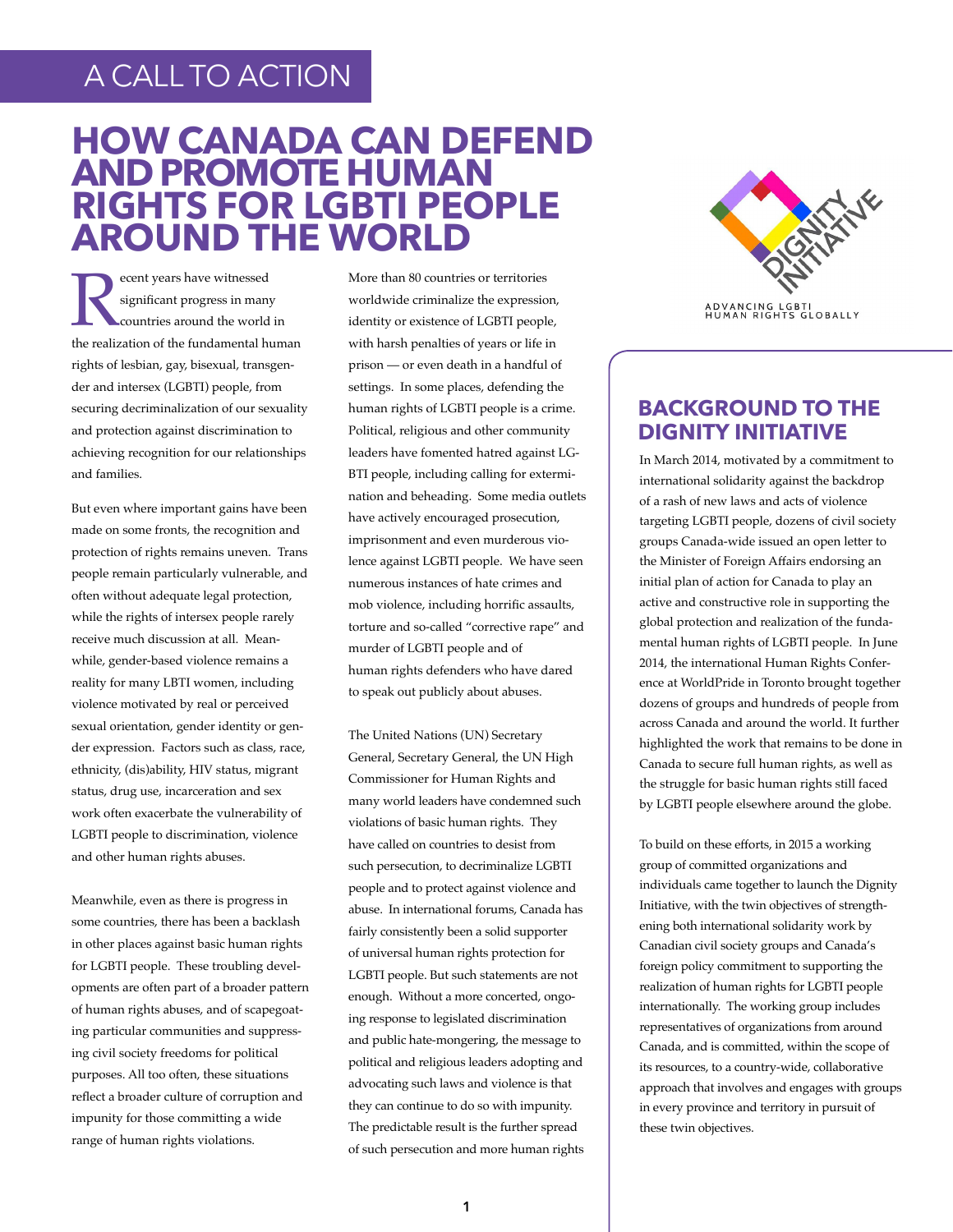A CALL TO ACTION

# HOW CANADA CAN DEFEND AND PROMOTE HUMAN RIGHTS FOR LGBTI PEOPLE AROUND THE WORLD

Recent years have witnessed significant progress in many countries around the world in the realization of the fundamental human rights of lesbian, gay, bisexual, transgender and intersex (LGBTI) people, from securing decriminalization of our sexuality and protection against discrimination to achieving recognition for our relationships and families.

But even where important gains have been made on some fronts, the recognition and protection of rights remains uneven. Trans people remain particularly vulnerable, and often without adequate legal protection, while the rights of intersex people rarely receive much discussion at all. Meanwhile, gender-based violence remains a reality for many LBTI women, including violence motivated by real or perceived sexual orientation, gender identity or gender expression. Factors such as class, race, ethnicity, (dis)ability, HIV status, migrant status, drug use, incarceration and sex work often exacerbate the vulnerability of LGBTI people to discrimination, violence and other human rights abuses.

Meanwhile, even as there is progress in some countries, there has been a backlash in other places against basic human rights for LGBTI people. These troubling developments are often part of a broader pattern of human rights abuses, and of scapegoating particular communities and suppressing civil society freedoms for political purposes. All too often, these situations reflect a broader culture of corruption and impunity for those committing a wide range of human rights violations.

More than 80 countries or territories worldwide criminalize the expression, identity or existence of LGBTI people, with harsh penalties of years or life in prison — or even death in a handful of settings. In some places, defending the human rights of LGBTI people is a crime. Political, religious and other community leaders have fomented hatred against LGBTI people, including calling for extermination and beheading. Some media outlets have actively encouraged prosecution, imprisonment and even murderous violence against LGBTI people. We have seen numerous instances of hate crimes and mob violence, including horrific assaults, torture and so-called "corrective rape" and murder of LGBTI people and of human rights defenders who have dared to speak out publicly about abuses.

The United Nations (UN) Secretary General, Secretary General, the UN High Commissioner for Human Rights and many world leaders have condemned such violations of basic human rights. They have called on countries to desist from such persecution, to decriminalize LGBTI people and to protect against violence and abuse. In international forums, Canada has fairly consistently been a solid supporter of universal human rights protection for LGBTI people. But such statements are not enough. Without a more concerted, ongoing response to legislated discrimination and public hate-mongering, the message to political and religious leaders adopting and advocating such laws and violence is that they can continue to do so with impunity. The predictable result is the further spread of such persecution and more human rights

DIGNITY INITIATIVE
ADVANCING LGBTI HUMAN RIGHTS GLOBALLY

## BACKGROUND TO THE DIGNITY INITIATIVE

In March 2014, motivated by a commitment to international solidarity against the backdrop of a rash of new laws and acts of violence targeting LGBTI people, dozens of civil society groups Canada-wide issued an open letter to the Minister of Foreign Affairs endorsing an initial plan of action for Canada to play an active and constructive role in supporting the global protection and realization of the fundamental human rights of LGBTI people. In June 2014, the international Human Rights Conference at WorldPride in Toronto brought together dozens of groups and hundreds of people from across Canada and around the world. It further highlighted the work that remains to be done in Canada to secure full human rights, as well as the struggle for basic human rights still faced by LGBTI people elsewhere around the globe.

To build on these efforts, in 2015 a working group of committed organizations and individuals came together to launch the Dignity Initiative, with the twin objectives of strengthening both international solidarity work by Canadian civil society groups and Canada's foreign policy commitment to supporting the realization of human rights for LGBTI people internationally. The working group includes representatives of organizations from around Canada, and is committed, within the scope of its resources, to a country-wide, collaborative approach that involves and engages with groups in every province and territory in pursuit of these twin objectives.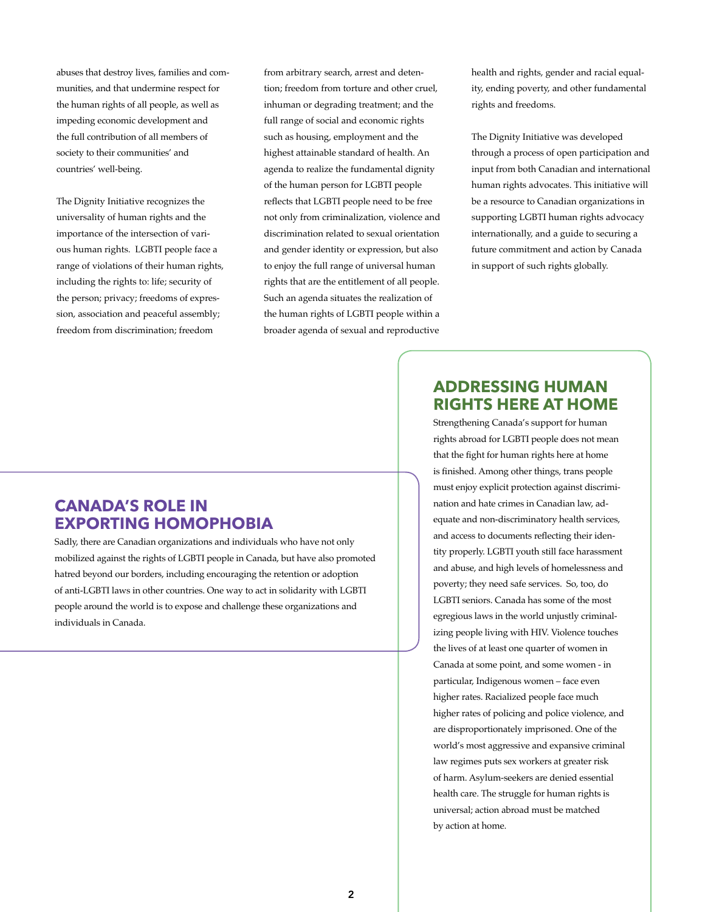abuses that destroy lives, families and communities, and that undermine respect for the human rights of all people, as well as impeding economic development and the full contribution of all members of society to their communities' and countries' well-being.

The Dignity Initiative recognizes the universality of human rights and the importance of the intersection of various human rights. LGBTI people face a range of violations of their human rights, including the rights to: life; security of the person; privacy; freedoms of expression, association and peaceful assembly; freedom from discrimination; freedom from arbitrary search, arrest and detention; freedom from torture and other cruel, inhuman or degrading treatment; and the full range of social and economic rights such as housing, employment and the highest attainable standard of health. An agenda to realize the fundamental dignity of the human person for LGBTI people reflects that LGBTI people need to be free not only from criminalization, violence and discrimination related to sexual orientation and gender identity or expression, but also to enjoy the full range of universal human rights that are the entitlement of all people. Such an agenda situates the realization of the human rights of LGBTI people within a broader agenda of sexual and reproductive health and rights, gender and racial equality, ending poverty, and other fundamental rights and freedoms.

The Dignity Initiative was developed through a process of open participation and input from both Canadian and international human rights advocates. This initiative will be a resource to Canadian organizations in supporting LGBTI human rights advocacy internationally, and a guide to securing a future commitment and action by Canada in support of such rights globally.

## CANADA'S ROLE IN EXPORTING HOMOPHOBIA

Sadly, there are Canadian organizations and individuals who have not only mobilized against the rights of LGBTI people in Canada, but have also promoted hatred beyond our borders, including encouraging the retention or adoption of anti-LGBTI laws in other countries. One way to act in solidarity with LGBTI people around the world is to expose and challenge these organizations and individuals in Canada.

## ADDRESSING HUMAN RIGHTS HERE AT HOME

Strengthening Canada's support for human rights abroad for LGBTI people does not mean that the fight for human rights here at home is finished. Among other things, trans people must enjoy explicit protection against discrimination and hate crimes in Canadian law, adequate and non-discriminatory health services, and access to documents reflecting their identity properly. LGBTI youth still face harassment and abuse, and high levels of homelessness and poverty; they need safe services. So, too, do LGBTI seniors. Canada has some of the most egregious laws in the world unjustly criminalizing people living with HIV. Violence touches the lives of at least one quarter of women in Canada at some point, and some women - in particular, Indigenous women – face even higher rates. Racialized people face much higher rates of policing and police violence, and are disproportionately imprisoned. One of the world's most aggressive and expansive criminal law regimes puts sex workers at greater risk of harm. Asylum-seekers are denied essential health care. The struggle for human rights is universal; action abroad must be matched by action at home.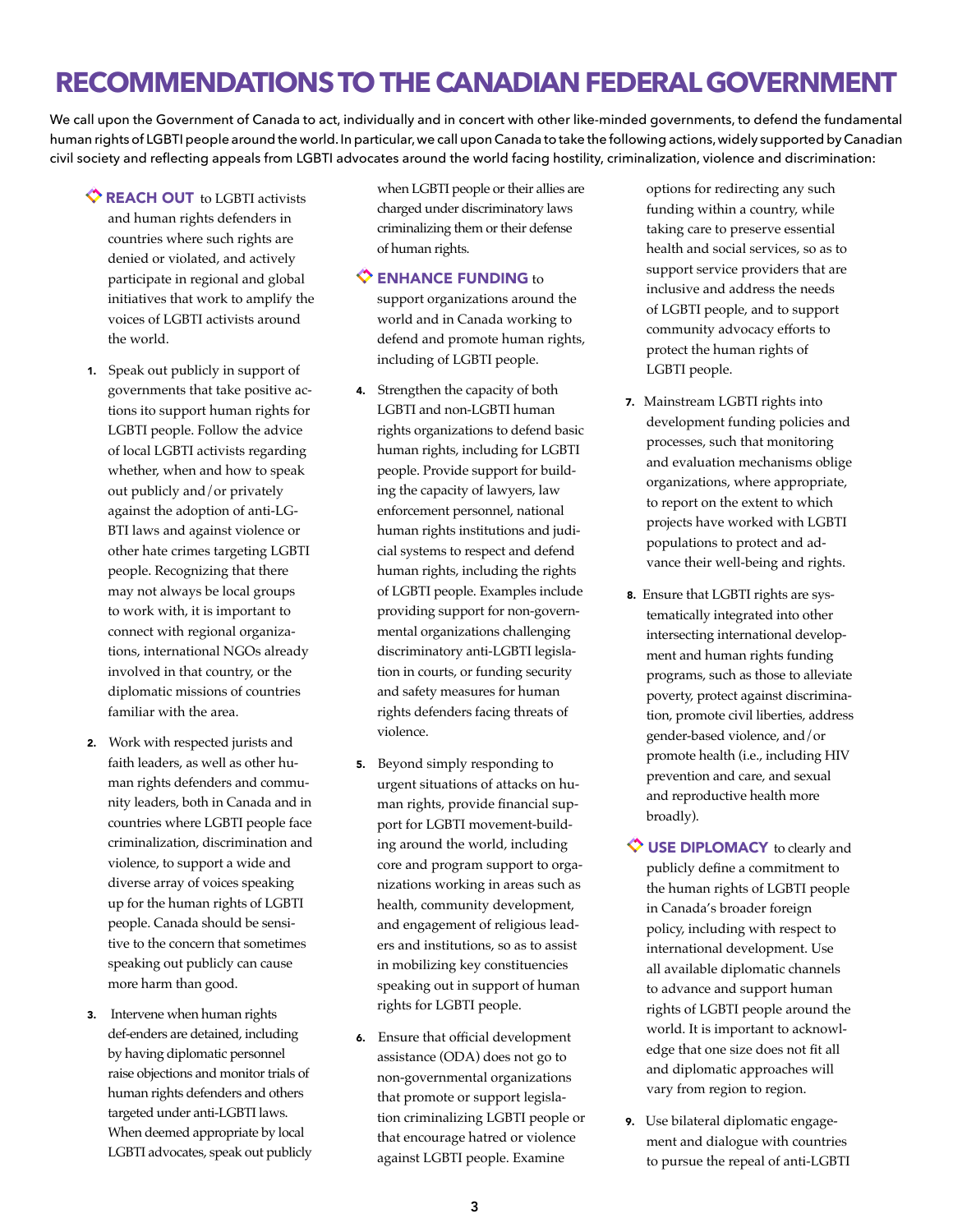# RECOMMENDATIONS TO THE CANADIAN FEDERAL GOVERNMENT

We call upon the Government of Canada to act, individually and in concert with other like-minded governments, to defend the fundamental human rights of LGBTI people around the world. In particular, we call upon Canada to take the following actions, widely supported by Canadian civil society and reflecting appeals from LGBTI advocates around the world facing hostility, criminalization, violence and discrimination:

**REACH OUT** to LGBTI activists and human rights defenders in countries where such rights are denied or violated, and actively participate in regional and global initiatives that work to amplify the voices of LGBTI activists around the world.

1. Speak out publicly in support of governments that take positive actions ito support human rights for LGBTI people. Follow the advice of local LGBTI activists regarding whether, when and how to speak out publicly and/or privately against the adoption of anti-LGBTI laws and against violence or other hate crimes targeting LGBTI people. Recognizing that there may not always be local groups to work with, it is important to connect with regional organizations, international NGOs already involved in that country, or the diplomatic missions of countries familiar with the area.

2. Work with respected jurists and faith leaders, as well as other human rights defenders and community leaders, both in Canada and in countries where LGBTI people face criminalization, discrimination and violence, to support a wide and diverse array of voices speaking up for the human rights of LGBTI people. Canada should be sensitive to the concern that sometimes speaking out publicly can cause more harm than good.

3. Intervene when human rights def-enders are detained, including by having diplomatic personnel raise objections and monitor trials of human rights defenders and others targeted under anti-LGBTI laws. When deemed appropriate by local LGBTI advocates, speak out publicly when LGBTI people or their allies are charged under discriminatory laws criminalizing them or their defense of human rights.

**ENHANCE FUNDING** to support organizations around the world and in Canada working to defend and promote human rights, including of LGBTI people.

4. Strengthen the capacity of both LGBTI and non-LGBTI human rights organizations to defend basic human rights, including for LGBTI people. Provide support for building the capacity of lawyers, law enforcement personnel, national human rights institutions and judicial systems to respect and defend human rights, including the rights of LGBTI people. Examples include providing support for non-governmental organizations challenging discriminatory anti-LGBTI legislation in courts, or funding security and safety measures for human rights defenders facing threats of violence.

5. Beyond simply responding to urgent situations of attacks on human rights, provide financial support for LGBTI movement-building around the world, including core and program support to organizations working in areas such as health, community development, and engagement of religious leaders and institutions, so as to assist in mobilizing key constituencies speaking out in support of human rights for LGBTI people.

6. Ensure that official development assistance (ODA) does not go to non-governmental organizations that promote or support legislation criminalizing LGBTI people or that encourage hatred or violence against LGBTI people. Examine options for redirecting any such funding within a country, while taking care to preserve essential health and social services, so as to support service providers that are inclusive and address the needs of LGBTI people, and to support community advocacy efforts to protect the human rights of LGBTI people.

7. Mainstream LGBTI rights into development funding policies and processes, such that monitoring and evaluation mechanisms oblige organizations, where appropriate, to report on the extent to which projects have worked with LGBTI populations to protect and advance their well-being and rights.

8. Ensure that LGBTI rights are systematically integrated into other intersecting international development and human rights funding programs, such as those to alleviate poverty, protect against discrimination, promote civil liberties, address gender-based violence, and/or promote health (i.e., including HIV prevention and care, and sexual and reproductive health more broadly).

**USE DIPLOMACY** to clearly and publicly define a commitment to the human rights of LGBTI people in Canada's broader foreign policy, including with respect to international development. Use all available diplomatic channels to advance and support human rights of LGBTI people around the world. It is important to acknowledge that one size does not fit all and diplomatic approaches will vary from region to region.

9. Use bilateral diplomatic engagement and dialogue with countries to pursue the repeal of anti-LGBTI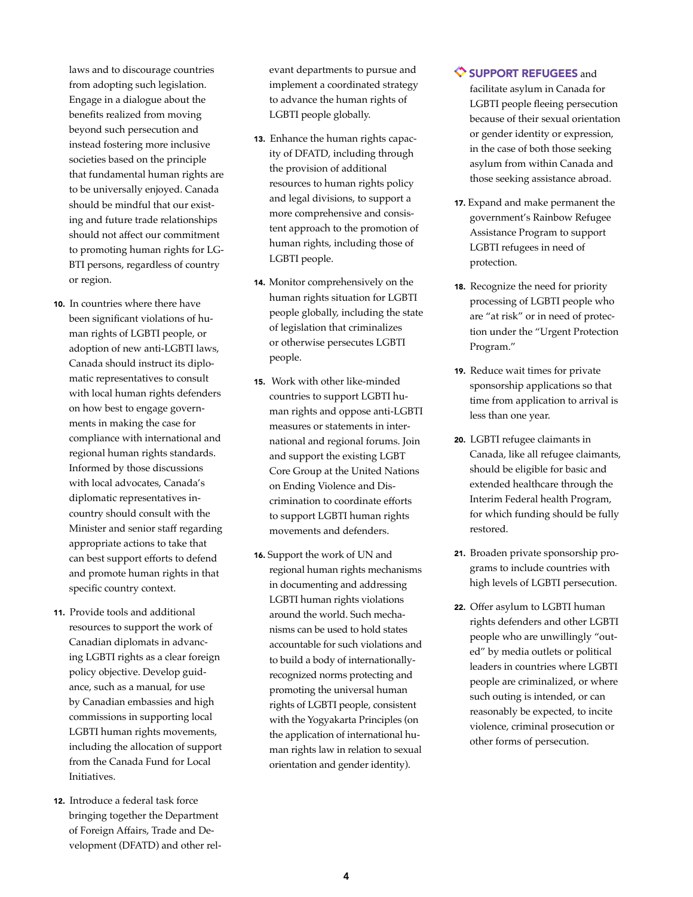laws and to discourage countries from adopting such legislation. Engage in a dialogue about the benefits realized from moving beyond such persecution and instead fostering more inclusive societies based on the principle that fundamental human rights are to be universally enjoyed. Canada should be mindful that our existing and future trade relationships should not affect our commitment to promoting human rights for LGBTI persons, regardless of country or region.

10. In countries where there have been significant violations of human rights of LGBTI people, or adoption of new anti-LGBTI laws, Canada should instruct its diplomatic representatives to consult with local human rights defenders on how best to engage governments in making the case for compliance with international and regional human rights standards. Informed by those discussions with local advocates, Canada's diplomatic representatives in-country should consult with the Minister and senior staff regarding appropriate actions to take that can best support efforts to defend and promote human rights in that specific country context.

11. Provide tools and additional resources to support the work of Canadian diplomats in advancing LGBTI rights as a clear foreign policy objective. Develop guidance, such as a manual, for use by Canadian embassies and high commissions in supporting local LGBTI human rights movements, including the allocation of support from the Canada Fund for Local Initiatives.

12. Introduce a federal task force bringing together the Department of Foreign Affairs, Trade and Development (DFATD) and other relevant departments to pursue and implement a coordinated strategy to advance the human rights of LGBTI people globally.

13. Enhance the human rights capacity of DFATD, including through the provision of additional resources to human rights policy and legal divisions, to support a more comprehensive and consistent approach to the promotion of human rights, including those of LGBTI people.

14. Monitor comprehensively on the human rights situation for LGBTI people globally, including the state of legislation that criminalizes or otherwise persecutes LGBTI people.

15. Work with other like-minded countries to support LGBTI human rights and oppose anti-LGBTI measures or statements in international and regional forums. Join and support the existing LGBT Core Group at the United Nations on Ending Violence and Discrimination to coordinate efforts to support LGBTI human rights movements and defenders.

16. Support the work of UN and regional human rights mechanisms in documenting and addressing LGBTI human rights violations around the world. Such mechanisms can be used to hold states accountable for such violations and to build a body of internationally-recognized norms protecting and promoting the universal human rights of LGBTI people, consistent with the Yogyakarta Principles (on the application of international human rights law in relation to sexual orientation and gender identity).

**SUPPORT REFUGEES** and facilitate asylum in Canada for LGBTI people fleeing persecution because of their sexual orientation or gender identity or expression, in the case of both those seeking asylum from within Canada and those seeking assistance abroad.

17. Expand and make permanent the government's Rainbow Refugee Assistance Program to support LGBTI refugees in need of protection.

18. Recognize the need for priority processing of LGBTI people who are "at risk" or in need of protection under the "Urgent Protection Program."

19. Reduce wait times for private sponsorship applications so that time from application to arrival is less than one year.

20. LGBTI refugee claimants in Canada, like all refugee claimants, should be eligible for basic and extended healthcare through the Interim Federal health Program, for which funding should be fully restored.

21. Broaden private sponsorship programs to include countries with high levels of LGBTI persecution.

22. Offer asylum to LGBTI human rights defenders and other LGBTI people who are unwillingly "outed" by media outlets or political leaders in countries where LGBTI people are criminalized, or where such outing is intended, or can reasonably be expected, to incite violence, criminal prosecution or other forms of persecution.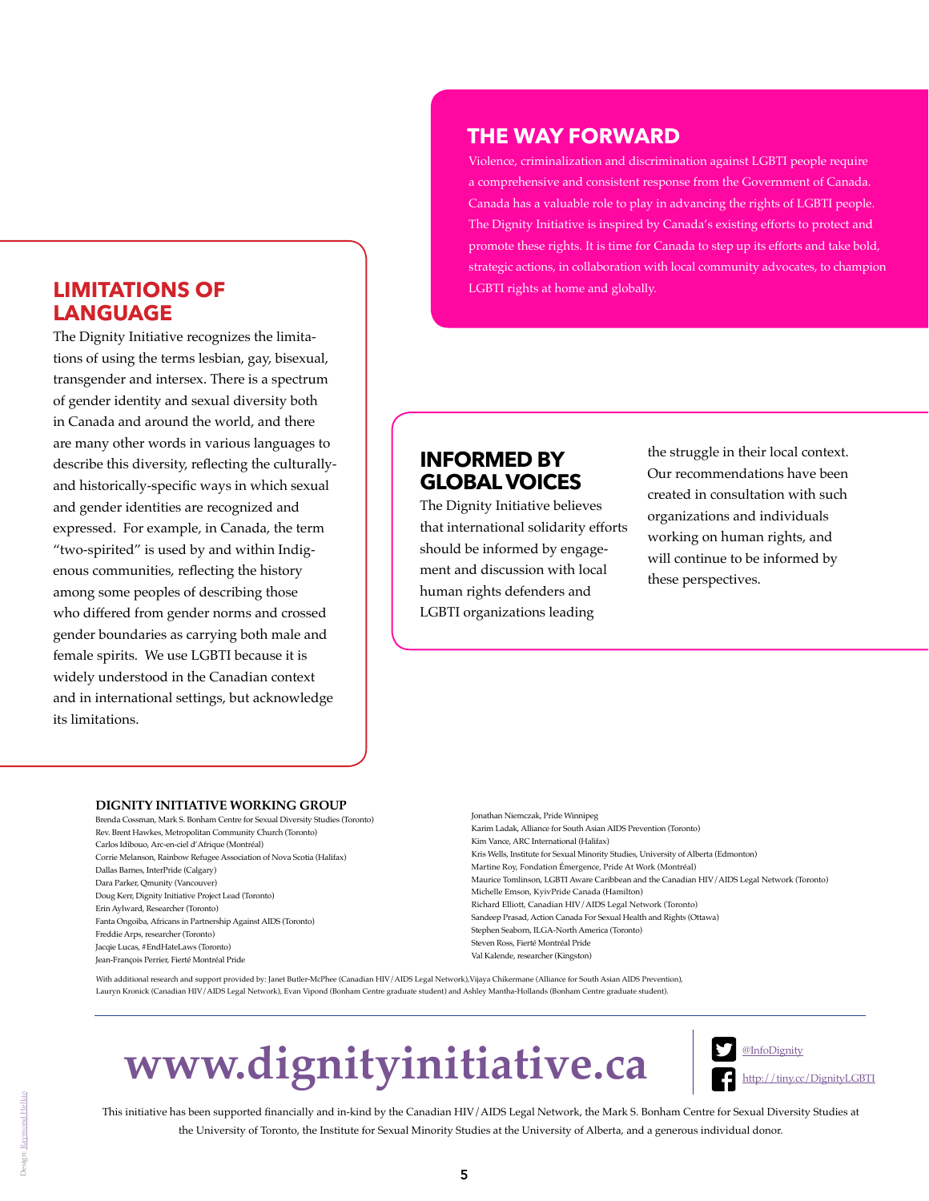## THE WAY FORWARD

Violence, criminalization and discrimination against LGBTI people require a comprehensive and consistent response from the Government of Canada. Canada has a valuable role to play in advancing the rights of LGBTI people. The Dignity Initiative is inspired by Canada's existing efforts to protect and promote these rights. It is time for Canada to step up its efforts and take bold, strategic actions, in collaboration with local community advocates, to champion LGBTI rights at home and globally.

## LIMITATIONS OF LANGUAGE

The Dignity Initiative recognizes the limitations of using the terms lesbian, gay, bisexual, transgender and intersex. There is a spectrum of gender identity and sexual diversity both in Canada and around the world, and there are many other words in various languages to describe this diversity, reflecting the culturally- and historically-specific ways in which sexual and gender identities are recognized and expressed. For example, in Canada, the term "two-spirited" is used by and within Indigenous communities, reflecting the history among some peoples of describing those who differed from gender norms and crossed gender boundaries as carrying both male and female spirits. We use LGBTI because it is widely understood in the Canadian context and in international settings, but acknowledge its limitations.

## INFORMED BY GLOBAL VOICES

The Dignity Initiative believes that international solidarity efforts should be informed by engagement and discussion with local human rights defenders and LGBTI organizations leading the struggle in their local context. Our recommendations have been created in consultation with such organizations and individuals working on human rights, and will continue to be informed by these perspectives.

### DIGNITY INITIATIVE WORKING GROUP

Brenda Cossman, Mark S. Bonham Centre for Sexual Diversity Studies (Toronto)
Rev. Brent Hawkes, Metropolitan Community Church (Toronto)
Carlos Idibouo, Arc-en-ciel d'Afrique (Montréal)
Corrie Melanson, Rainbow Refugee Association of Nova Scotia (Halifax)
Dallas Barnes, InterPride (Calgary)
Dara Parker, Qmunity (Vancouver)
Doug Kerr, Dignity Initiative Project Lead (Toronto)
Erin Aylward, Researcher (Toronto)
Fanta Ongoiba, Africans in Partnership Against AIDS (Toronto)
Freddie Arps, researcher (Toronto)
Jacqie Lucas, #EndHateLaws (Toronto)
Jean-François Perrier, Fierté Montréal Pride
Jonathan Niemczak, Pride Winnipeg
Karim Ladak, Alliance for South Asian AIDS Prevention (Toronto)
Kim Vance, ARC International (Halifax)
Kris Wells, Institute for Sexual Minority Studies, University of Alberta (Edmonton)
Martine Roy, Fondation Émergence, Pride At Work (Montréal)
Maurice Tomlinson, LGBTI Aware Caribbean and the Canadian HIV/AIDS Legal Network (Toronto)
Michelle Emson, KyivPride Canada (Hamilton)
Richard Elliott, Canadian HIV/AIDS Legal Network (Toronto)
Sandeep Prasad, Action Canada For Sexual Health and Rights (Ottawa)
Stephen Seaborn, ILGA-North America (Toronto)
Steven Ross, Fierté Montréal Pride
Val Kalende, researcher (Kingston)

With additional research and support provided by: Janet Butler-McPhee (Canadian HIV/AIDS Legal Network),Vijaya Chikermane (Alliance for South Asian AIDS Prevention), Lauryn Kronick (Canadian HIV/AIDS Legal Network), Evan Vipond (Bonham Centre graduate student) and Ashley Mantha-Hollands (Bonham Centre graduate student).

# www.dignityinitiative.ca

@InfoDignity
http://tiny.cc/DignityLGBTI

This initiative has been supported financially and in-kind by the Canadian HIV/AIDS Legal Network, the Mark S. Bonham Centre for Sexual Diversity Studies at the University of Toronto, the Institute for Sexual Minority Studies at the University of Alberta, and a generous individual donor.

Design: Raymond Helkio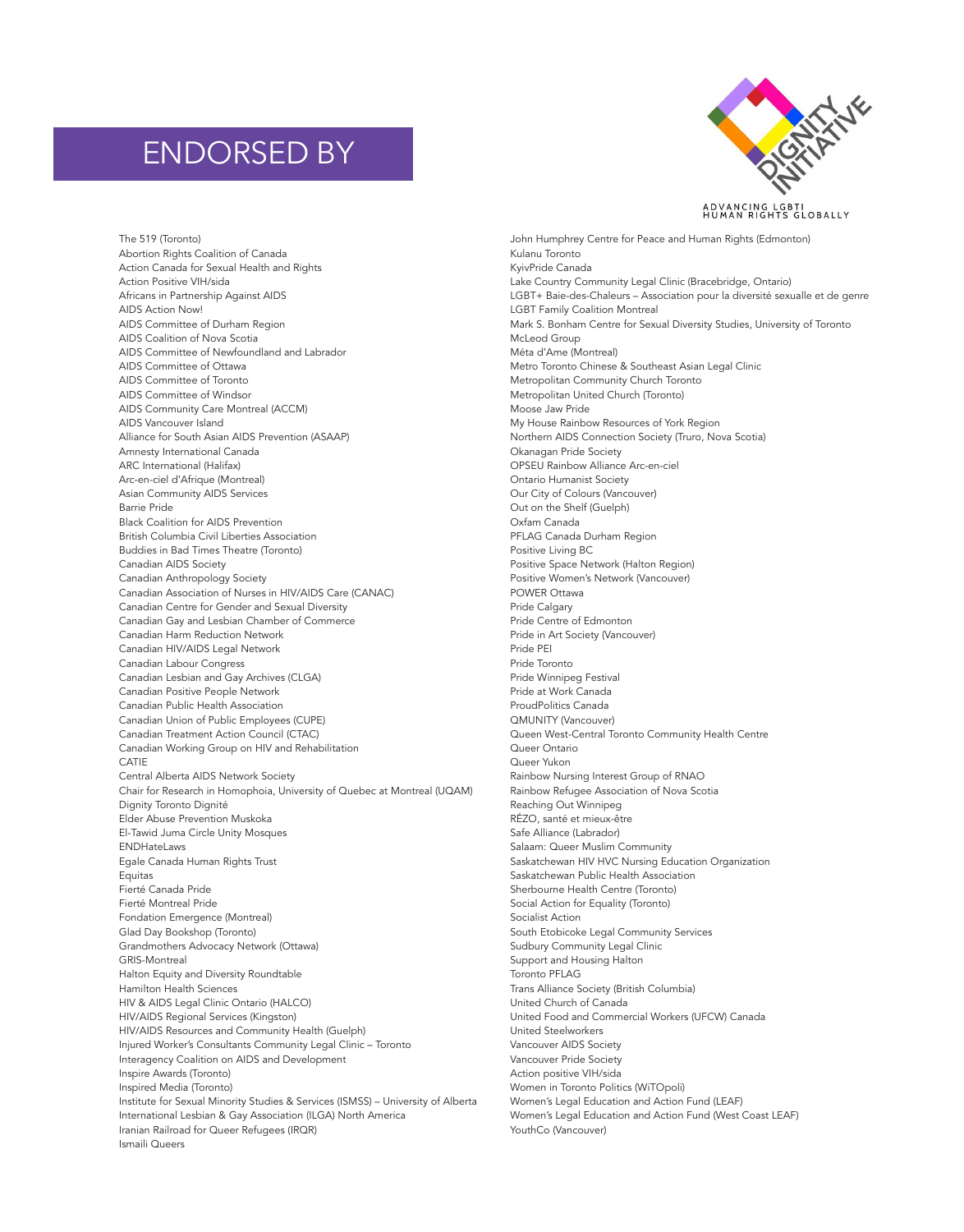# ENDORSED BY

DIGNITY INITIATIVE
ADVANCING LGBTI HUMAN RIGHTS GLOBALLY

The 519 (Toronto)
Abortion Rights Coalition of Canada
Action Canada for Sexual Health and Rights
Action Positive VIH/sida
Africans in Partnership Against AIDS
AIDS Action Now!
AIDS Committee of Durham Region
AIDS Coalition of Nova Scotia
AIDS Committee of Newfoundland and Labrador
AIDS Committee of Ottawa
AIDS Committee of Toronto
AIDS Committee of Windsor
AIDS Community Care Montreal (ACCM)
AIDS Vancouver Island
Alliance for South Asian AIDS Prevention (ASAAP)
Amnesty International Canada
ARC International (Halifax)
Arc-en-ciel d'Afrique (Montreal)
Asian Community AIDS Services
Barrie Pride
Black Coalition for AIDS Prevention
British Columbia Civil Liberties Association
Buddies in Bad Times Theatre (Toronto)
Canadian AIDS Society
Canadian Anthropology Society
Canadian Association of Nurses in HIV/AIDS Care (CANAC)
Canadian Centre for Gender and Sexual Diversity
Canadian Gay and Lesbian Chamber of Commerce
Canadian Harm Reduction Network
Canadian HIV/AIDS Legal Network
Canadian Labour Congress
Canadian Lesbian and Gay Archives (CLGA)
Canadian Positive People Network
Canadian Public Health Association
Canadian Union of Public Employees (CUPE)
Canadian Treatment Action Council (CTAC)
Canadian Working Group on HIV and Rehabilitation
CATIE
Central Alberta AIDS Network Society
Chair for Research in Homophoia, University of Quebec at Montreal (UQAM)
Dignity Toronto Dignité
Elder Abuse Prevention Muskoka
El-Tawid Juma Circle Unity Mosques
ENDHateLaws
Egale Canada Human Rights Trust
Equitas
Fierté Canada Pride
Fierté Montreal Pride
Fondation Emergence (Montreal)
Glad Day Bookshop (Toronto)
Grandmothers Advocacy Network (Ottawa)
GRIS-Montreal
Halton Equity and Diversity Roundtable
Hamilton Health Sciences
HIV & AIDS Legal Clinic Ontario (HALCO)
HIV/AIDS Regional Services (Kingston)
HIV/AIDS Resources and Community Health (Guelph)
Injured Worker's Consultants Community Legal Clinic – Toronto
Interagency Coalition on AIDS and Development
Inspire Awards (Toronto)
Inspired Media (Toronto)
Institute for Sexual Minority Studies & Services (ISMSS) – University of Alberta
International Lesbian & Gay Association (ILGA) North America
Iranian Railroad for Queer Refugees (IRQR)
Ismaili Queers
John Humphrey Centre for Peace and Human Rights (Edmonton)
Kulanu Toronto
KyivPride Canada
Lake Country Community Legal Clinic (Bracebridge, Ontario)
LGBT+ Baie-des-Chaleurs – Association pour la diversité sexuelle et de genre
LGBT Family Coalition Montreal
Mark S. Bonham Centre for Sexual Diversity Studies, University of Toronto
McLeod Group
Méta d'Ame (Montreal)
Metro Toronto Chinese & Southeast Asian Legal Clinic
Metropolitan Community Church Toronto
Metropolitan United Church (Toronto)
Moose Jaw Pride
My House Rainbow Resources of York Region
Northern AIDS Connection Society (Truro, Nova Scotia)
Okanagan Pride Society
OPSEU Rainbow Alliance Arc-en-ciel
Ontario Humanist Society
Our City of Colours (Vancouver)
Out on the Shelf (Guelph)
Oxfam Canada
PFLAG Canada Durham Region
Positive Living BC
Positive Space Network (Halton Region)
Positive Women's Network (Vancouver)
POWER Ottawa
Pride Calgary
Pride Centre of Edmonton
Pride in Art Society (Vancouver)
Pride PEI
Pride Toronto
Pride Winnipeg Festival
Pride at Work Canada
ProudPolitics Canada
QMUNITY (Vancouver)
Queen West-Central Toronto Community Health Centre
Queer Ontario
Queer Yukon
Rainbow Nursing Interest Group of RNAO
Rainbow Refugee Association of Nova Scotia
Reaching Out Winnipeg
RÉZO, santé et mieux-être
Safe Alliance (Labrador)
Salaam: Queer Muslim Community
Saskatchewan HIV HVC Nursing Education Organization
Saskatchewan Public Health Association
Sherbourne Health Centre (Toronto)
Social Action for Equality (Toronto)
Socialist Action
South Etobicoke Legal Community Services
Sudbury Community Legal Clinic
Support and Housing Halton
Toronto PFLAG
Trans Alliance Society (British Columbia)
United Church of Canada
United Food and Commercial Workers (UFCW) Canada
United Steelworkers
Vancouver AIDS Society
Vancouver Pride Society
Action positive VIH/sida
Women in Toronto Politics (WiTOpoli)
Women's Legal Education and Action Fund (LEAF)
Women's Legal Education and Action Fund (West Coast LEAF)
YouthCo (Vancouver)